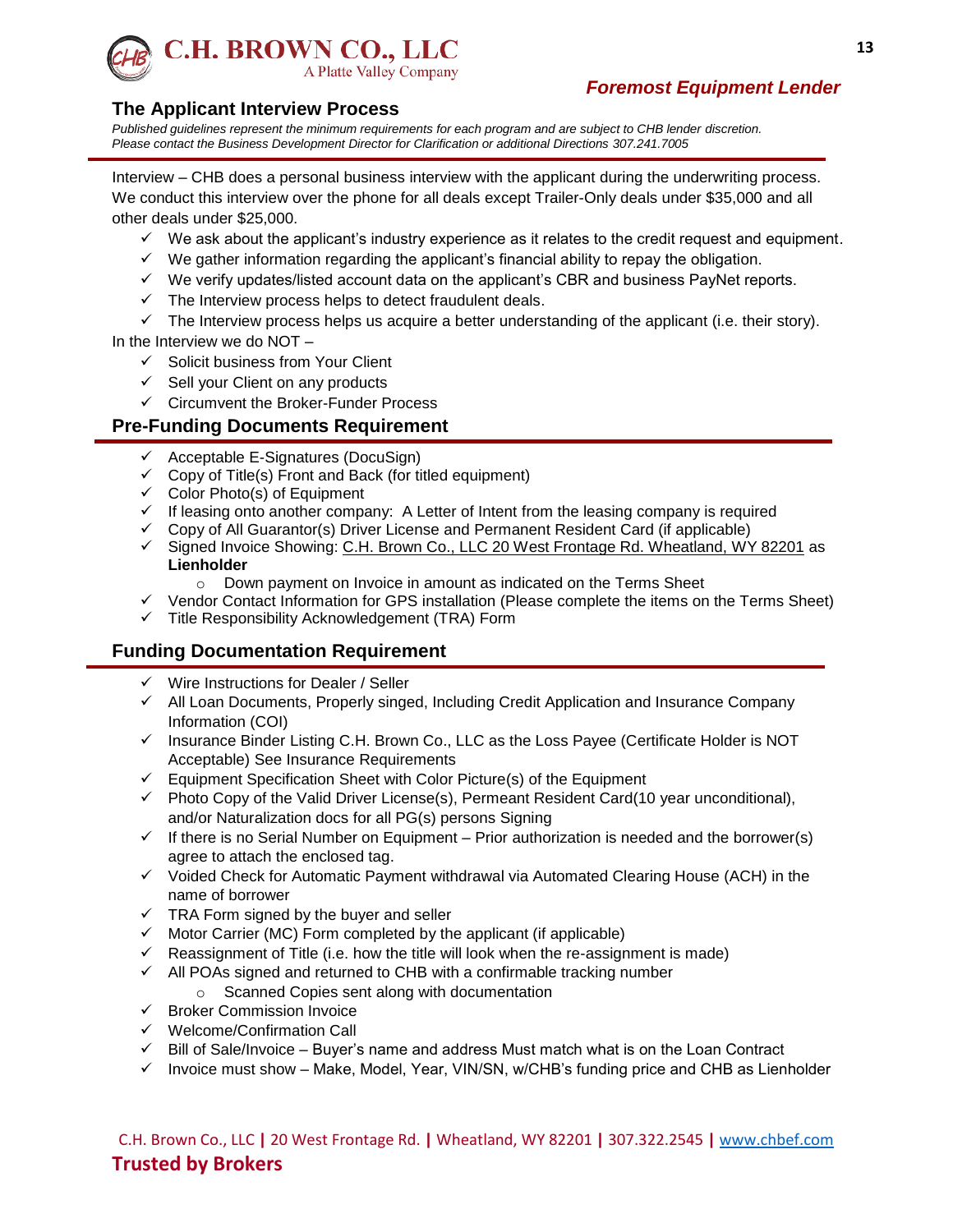## The Applicant Interview Process

*Published guidelines represent the minimum requirements for each program and are subject to CHB lender discretion. Please contact the Business Development Director for Clarification or additional Directions 307.241.7005*

Interview – CHB does a personal business interview with the applicant during the underwriting process. We conduct this interview over the phone for all deals except Trailer-Only deals under $35,000 and all other deals under $25,000.

- ✓ We ask about the applicant's industry experience as it relates to the credit request and equipment.
- ✓ We gather information regarding the applicant's financial ability to repay the obligation.
- ✓ We verify updates/listed account data on the applicant's CBR and business PayNet reports.
- ✓ The Interview process helps to detect fraudulent deals.
- ✓ The Interview process helps us acquire a better understanding of the applicant (i.e. their story).

In the Interview we do NOT –

- ✓ Solicit business from Your Client
- ✓ Sell your Client on any products
- ✓ Circumvent the Broker-Funder Process

## Pre-Funding Documents Requirement

- ✓ Acceptable E-Signatures (DocuSign)
- ✓ Copy of Title(s) Front and Back (for titled equipment)
- ✓ Color Photo(s) of Equipment
- ✓ If leasing onto another company: A Letter of Intent from the leasing company is required
- ✓ Copy of All Guarantor(s) Driver License and Permanent Resident Card (if applicable)
- ✓ Signed Invoice Showing: C.H. Brown Co., LLC 20 West Frontage Rd. Wheatland, WY 82201 as **Lienholder**
  - Down payment on Invoice in amount as indicated on the Terms Sheet
- ✓ Vendor Contact Information for GPS installation (Please complete the items on the Terms Sheet)
- ✓ Title Responsibility Acknowledgement (TRA) Form

## Funding Documentation Requirement

- ✓ Wire Instructions for Dealer / Seller
- ✓ All Loan Documents, Properly singed, Including Credit Application and Insurance Company Information (COI)
- ✓ Insurance Binder Listing C.H. Brown Co., LLC as the Loss Payee (Certificate Holder is NOT Acceptable) See Insurance Requirements
- ✓ Equipment Specification Sheet with Color Picture(s) of the Equipment
- ✓ Photo Copy of the Valid Driver License(s), Permeant Resident Card(10 year unconditional), and/or Naturalization docs for all PG(s) persons Signing
- ✓ If there is no Serial Number on Equipment – Prior authorization is needed and the borrower(s) agree to attach the enclosed tag.
- ✓ Voided Check for Automatic Payment withdrawal via Automated Clearing House (ACH) in the name of borrower
- ✓ TRA Form signed by the buyer and seller
- ✓ Motor Carrier (MC) Form completed by the applicant (if applicable)
- ✓ Reassignment of Title (i.e. how the title will look when the re-assignment is made)
- ✓ All POAs signed and returned to CHB with a confirmable tracking number
  - Scanned Copies sent along with documentation
- ✓ Broker Commission Invoice
- ✓ Welcome/Confirmation Call
- ✓ Bill of Sale/Invoice – Buyer's name and address Must match what is on the Loan Contract
- ✓ Invoice must show – Make, Model, Year, VIN/SN, w/CHB's funding price and CHB as Lienholder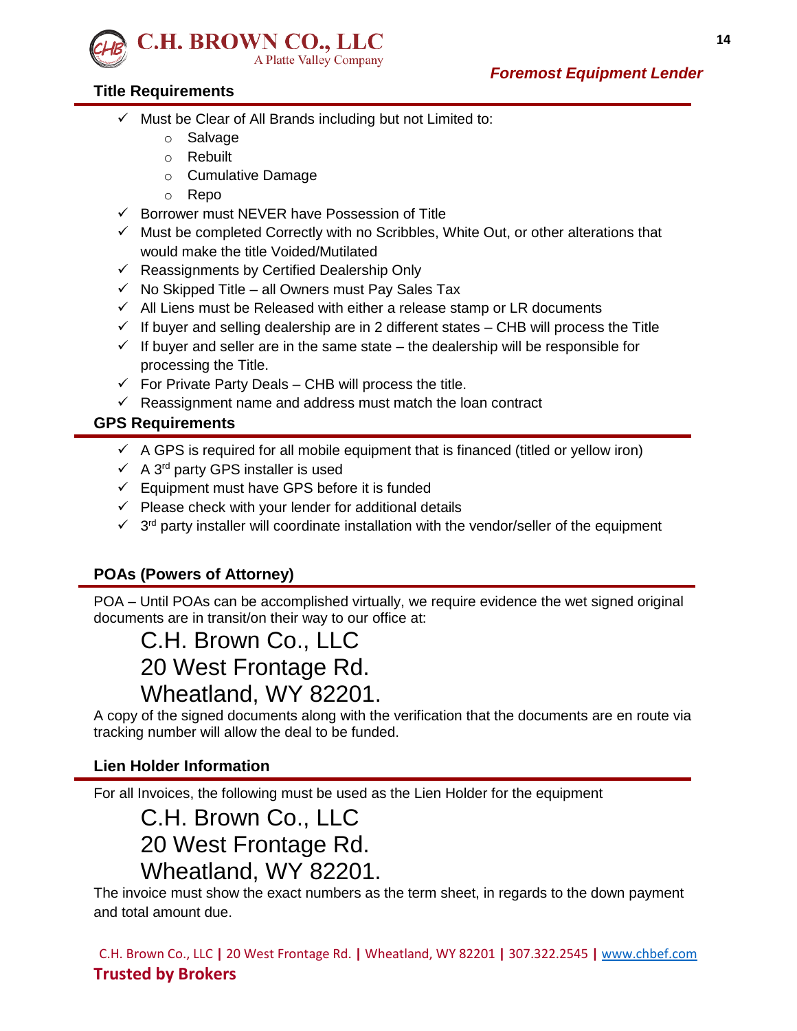## Title Requirements

- ✓ Must be Clear of All Brands including but not Limited to:
  - Salvage
  - Rebuilt
  - Cumulative Damage
  - Repo
- ✓ Borrower must NEVER have Possession of Title
- ✓ Must be completed Correctly with no Scribbles, White Out, or other alterations that would make the title Voided/Mutilated
- ✓ Reassignments by Certified Dealership Only
- ✓ No Skipped Title – all Owners must Pay Sales Tax
- ✓ All Liens must be Released with either a release stamp or LR documents
- ✓ If buyer and selling dealership are in 2 different states – CHB will process the Title
- ✓ If buyer and seller are in the same state – the dealership will be responsible for processing the Title.
- ✓ For Private Party Deals – CHB will process the title.
- ✓ Reassignment name and address must match the loan contract

## GPS Requirements

- ✓ A GPS is required for all mobile equipment that is financed (titled or yellow iron)
- ✓ A 3rd party GPS installer is used
- ✓ Equipment must have GPS before it is funded
- ✓ Please check with your lender for additional details
- ✓ 3rd party installer will coordinate installation with the vendor/seller of the equipment

## POAs (Powers of Attorney)

POA – Until POAs can be accomplished virtually, we require evidence the wet signed original documents are in transit/on their way to our office at:

> C.H. Brown Co., LLC
> 20 West Frontage Rd.
> Wheatland, WY 82201.

A copy of the signed documents along with the verification that the documents are en route via tracking number will allow the deal to be funded.

## Lien Holder Information

For all Invoices, the following must be used as the Lien Holder for the equipment

> C.H. Brown Co., LLC
> 20 West Frontage Rd.
> Wheatland, WY 82201.

The invoice must show the exact numbers as the term sheet, in regards to the down payment and total amount due.